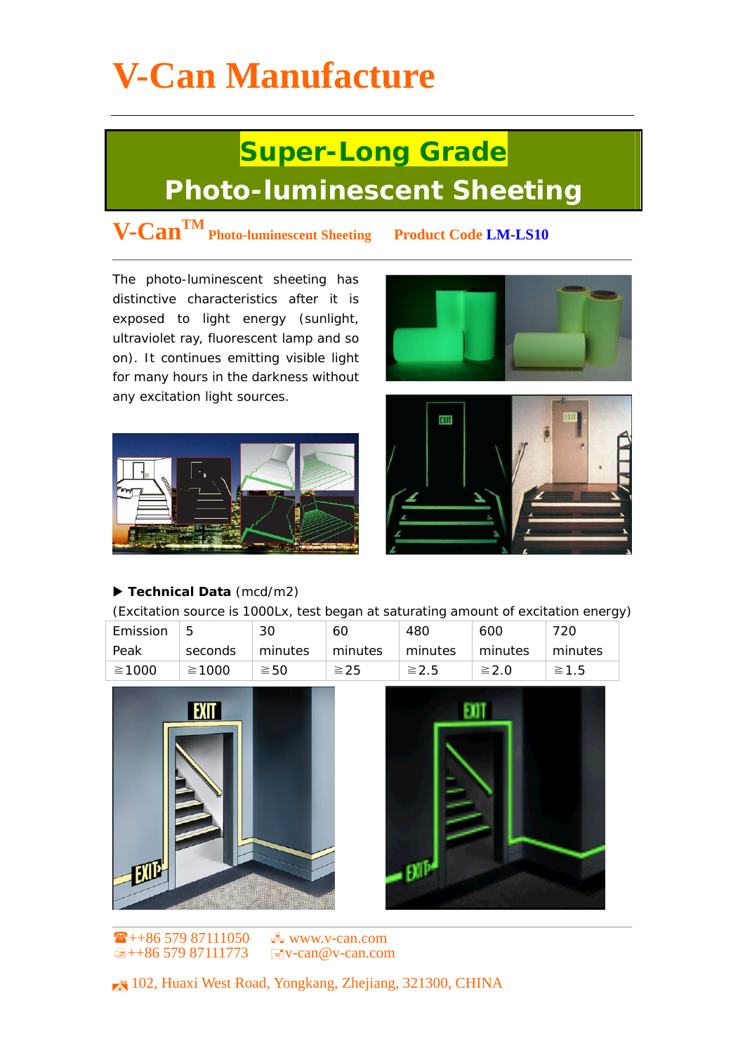# V-Can Manufacture

## Super-Long Grade
## Photo-luminescent Sheeting

**V-Can**[TM] **Photo-luminescent Sheeting** **Product Code LM-LS10**

The photo-luminescent sheeting has distinctive characteristics after it is exposed to light energy (sunlight, ultraviolet ray, fluorescent lamp and so on). It continues emitting visible light for many hours in the darkness without any excitation light sources.

▶ **Technical Data** (mcd/m2)

(Excitation source is 1000Lx, test began at saturating amount of excitation energy)

| Emission Peak | 5 seconds | 30 minutes | 60 minutes | 480 minutes | 600 minutes | 720 minutes |
|---|---|---|---|---|---|---|
| ≧1000 | ≧1000 | ≧50 | ≧25 | ≧2.5 | ≧2.0 | ≧1.5 |

☎++86 579 87111050 www.v-can.com
++86 579 87111773 v-can@v-can.com

102, Huaxi West Road, Yongkang, Zhejiang, 321300, CHINA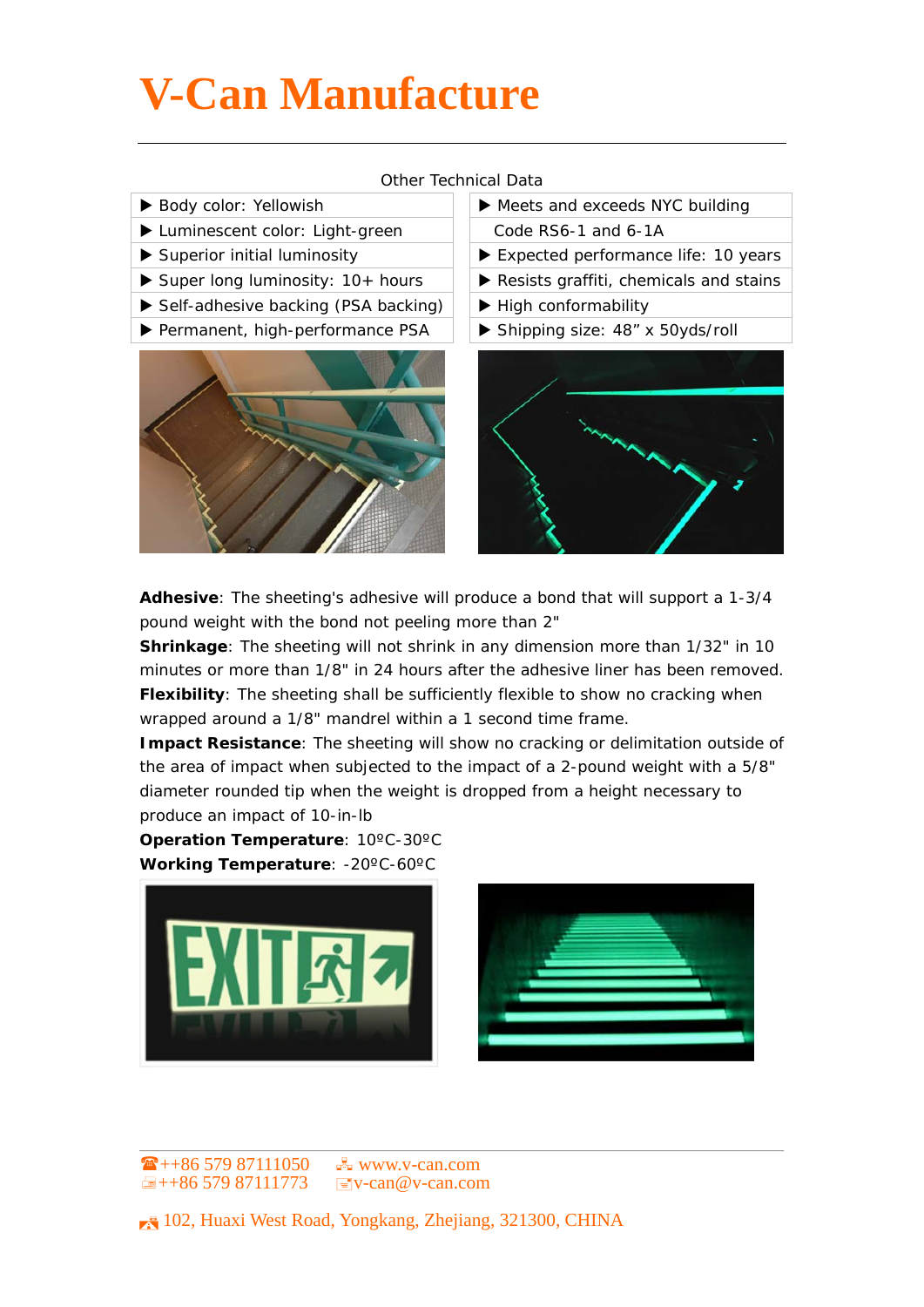# V-Can Manufacture

Other Technical Data

| | |
|---|---|
| ▶ Body color: Yellowish | ▶ Meets and exceeds NYC building Code RS6-1 and 6-1A |
| ▶ Luminescent color: Light-green | ▶ Expected performance life: 10 years |
| ▶ Superior initial luminosity | ▶ Resists graffiti, chemicals and stains |
| ▶ Super long luminosity: 10+ hours | ▶ High conformability |
| ▶ Self-adhesive backing (PSA backing) | ▶ Shipping size: 48" x 50yds/roll |
| ▶ Permanent, high-performance PSA | |

**Adhesive**: The sheeting's adhesive will produce a bond that will support a 1-3/4 pound weight with the bond not peeling more than 2"

**Shrinkage**: The sheeting will not shrink in any dimension more than 1/32" in 10 minutes or more than 1/8" in 24 hours after the adhesive liner has been removed.

**Flexibility**: The sheeting shall be sufficiently flexible to show no cracking when wrapped around a 1/8" mandrel within a 1 second time frame.

**Impact Resistance**: The sheeting will show no cracking or delimitation outside of the area of impact when subjected to the impact of a 2-pound weight with a 5/8" diameter rounded tip when the weight is dropped from a height necessary to produce an impact of 10-in-lb

**Operation Temperature**: 10ºC-30ºC

**Working Temperature**: -20ºC-60ºC

☎++86 579 87111050 www.v-can.com
++86 579 87111773 v-can@v-can.com

102, Huaxi West Road, Yongkang, Zhejiang, 321300, CHINA